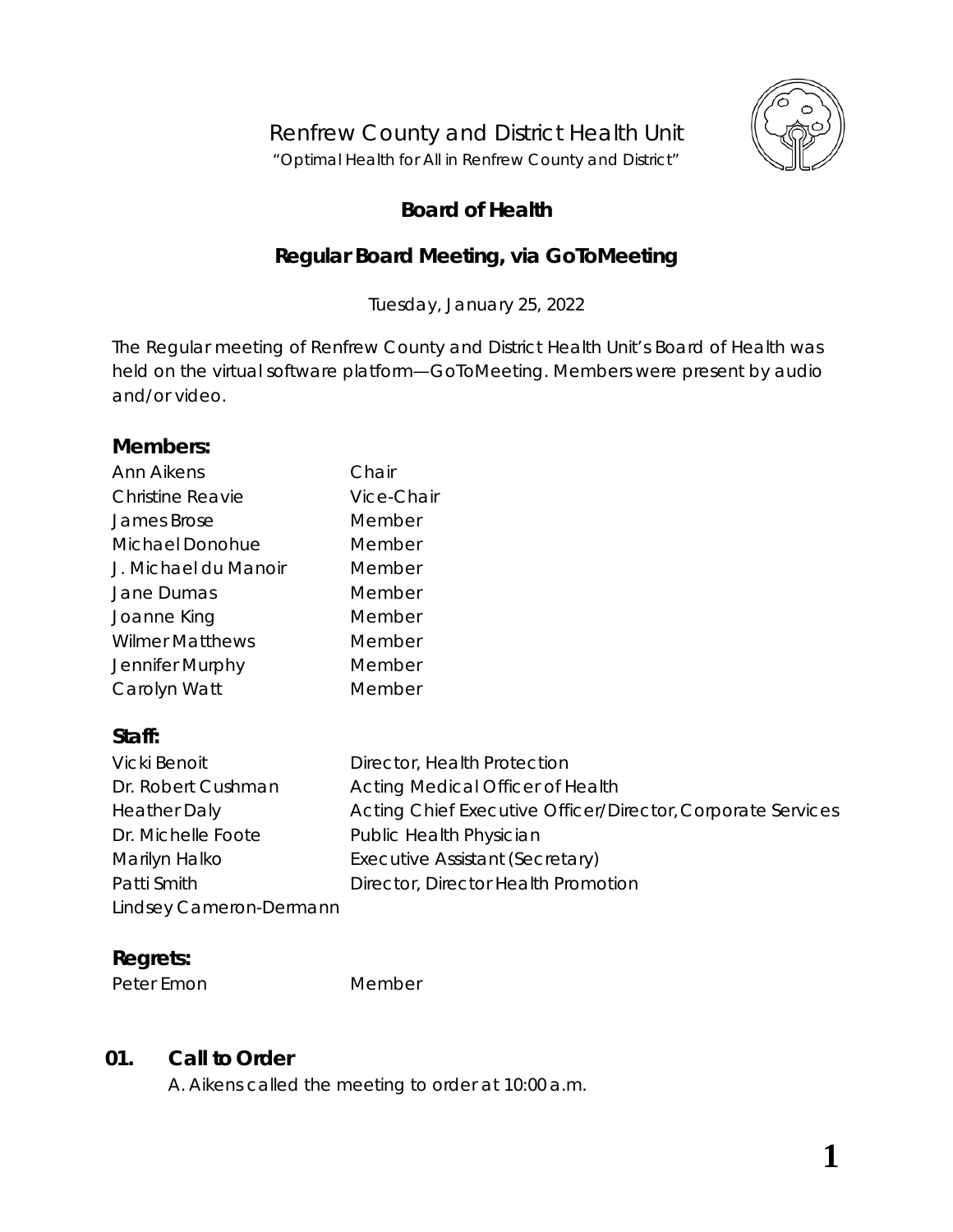# Renfrew County and District Health Unit

"Optimal Health for All in Renfrew County and District"

## Board of Health

## Regular Board Meeting, via GoToMeeting

Tuesday, January 25, 2022

The Regular meeting of Renfrew County and District Health Unit's Board of Health was held on the virtual software platform—GoToMeeting. Members were present by audio and/or video.

### Members:

| | |
|---|---|
| Ann Aikens | Chair |
| Christine Reavie | Vice-Chair |
| James Brose | Member |
| Michael Donohue | Member |
| J. Michael du Manoir | Member |
| Jane Dumas | Member |
| Joanne King | Member |
| Wilmer Matthews | Member |
| Jennifer Murphy | Member |
| Carolyn Watt | Member |

### Staff:

| | |
|---|---|
| Vicki Benoit | Director, Health Protection |
| Dr. Robert Cushman | Acting Medical Officer of Health |
| Heather Daly | Acting Chief Executive Officer/Director, Corporate Services |
| Dr. Michelle Foote | Public Health Physician |
| Marilyn Halko | Executive Assistant (Secretary) |
| Patti Smith | Director, Director Health Promotion |
| Lindsey Cameron-Dermann | |

### Regrets:

| | |
|---|---|
| Peter Emon | Member |

## 01. Call to Order

A. Aikens called the meeting to order at 10:00 a.m.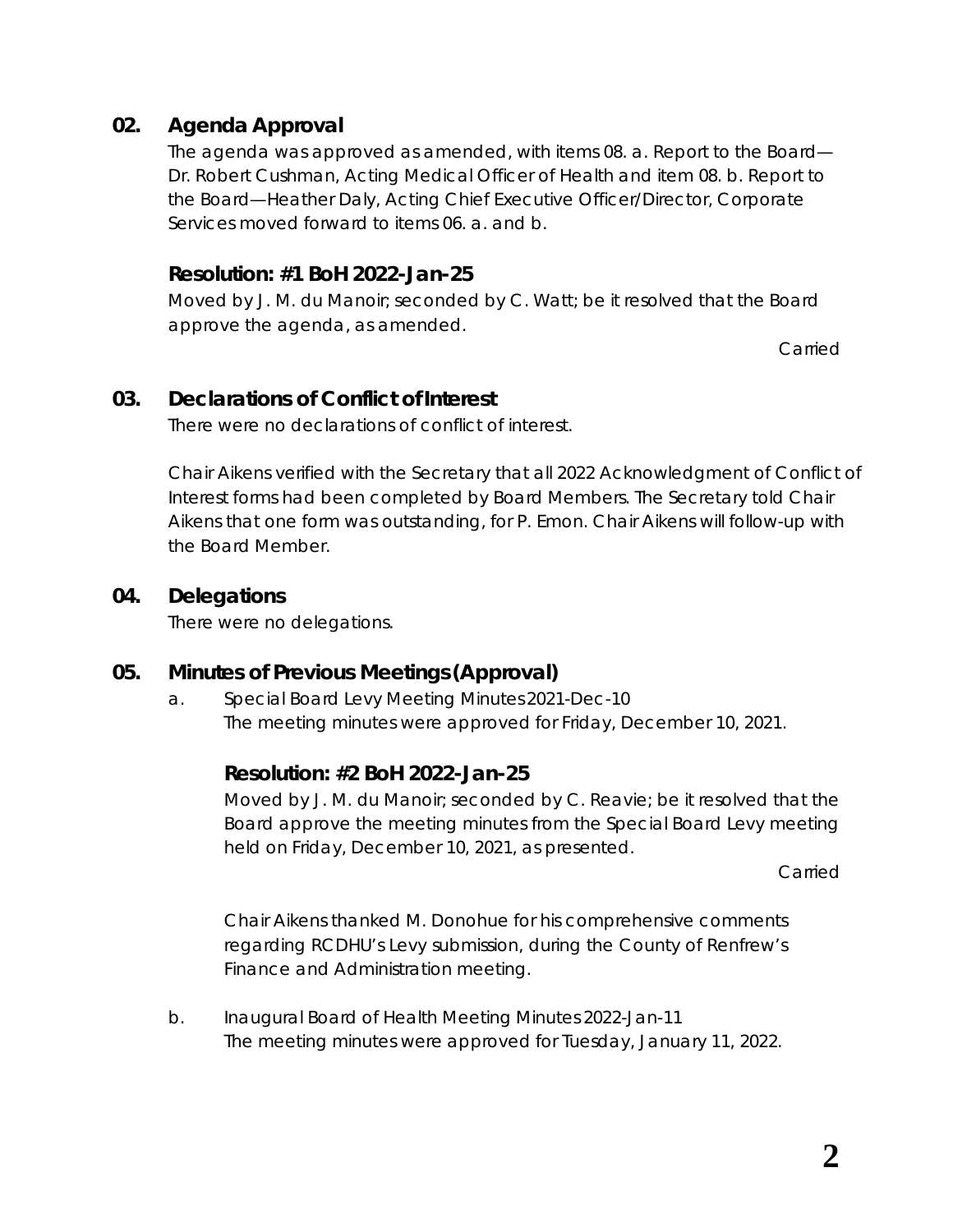## 02. Agenda Approval

The agenda was approved as amended, with items 08. a. Report to the Board—Dr. Robert Cushman, Acting Medical Officer of Health and item 08. b. Report to the Board—Heather Daly, Acting Chief Executive Officer/Director, Corporate Services moved forward to items 06. a. and b.

### Resolution: #1 BoH 2022-Jan-25

Moved by J. M. du Manoir; seconded by C. Watt; be it resolved that the Board approve the agenda, as amended.

Carried

## 03. Declarations of Conflict of Interest

There were no declarations of conflict of interest.

Chair Aikens verified with the Secretary that all 2022 Acknowledgment of Conflict of Interest forms had been completed by Board Members. The Secretary told Chair Aikens that one form was outstanding, for P. Emon. Chair Aikens will follow-up with the Board Member.

## 04. Delegations

There were no delegations.

## 05. Minutes of Previous Meetings (Approval)

a. Special Board Levy Meeting Minutes 2021-Dec-10
The meeting minutes were approved for Friday, December 10, 2021.

### Resolution: #2 BoH 2022-Jan-25

Moved by J. M. du Manoir; seconded by C. Reavie; be it resolved that the Board approve the meeting minutes from the Special Board Levy meeting held on Friday, December 10, 2021, as presented.

Carried

Chair Aikens thanked M. Donohue for his comprehensive comments regarding RCDHU's Levy submission, during the County of Renfrew's Finance and Administration meeting.

b. Inaugural Board of Health Meeting Minutes 2022-Jan-11
The meeting minutes were approved for Tuesday, January 11, 2022.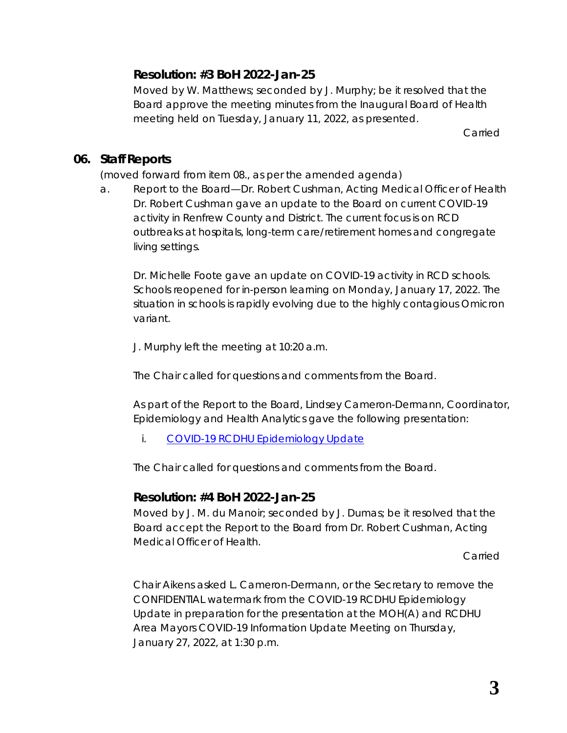**Resolution: #3 BoH 2022-Jan-25**

Moved by W. Matthews; seconded by J. Murphy; be it resolved that the Board approve the meeting minutes from the Inaugural Board of Health meeting held on Tuesday, January 11, 2022, as presented.

Carried

## 06. Staff Reports

(moved forward from item 08., as per the amended agenda)

a. Report to the Board—Dr. Robert Cushman, Acting Medical Officer of Health

Dr. Robert Cushman gave an update to the Board on current COVID-19 activity in Renfrew County and District. The current focus is on RCD outbreaks at hospitals, long-term care/retirement homes and congregate living settings.

Dr. Michelle Foote gave an update on COVID-19 activity in RCD schools. Schools reopened for in-person learning on Monday, January 17, 2022. The situation in schools is rapidly evolving due to the highly contagious Omicron variant.

J. Murphy left the meeting at 10:20 a.m.

The Chair called for questions and comments from the Board.

As part of the Report to the Board, Lindsey Cameron-Dermann, Coordinator, Epidemiology and Health Analytics gave the following presentation:

i. COVID-19 RCDHU Epidemiology Update

The Chair called for questions and comments from the Board.

**Resolution: #4 BoH 2022-Jan-25**

Moved by J. M. du Manoir; seconded by J. Dumas; be it resolved that the Board accept the Report to the Board from Dr. Robert Cushman, Acting Medical Officer of Health.

Carried

Chair Aikens asked L. Cameron-Dermann, or the Secretary to remove the CONFIDENTIAL watermark from the COVID-19 RCDHU Epidemiology Update in preparation for the presentation at the MOH(A) and RCDHU Area Mayors COVID-19 Information Update Meeting on Thursday, January 27, 2022, at 1:30 p.m.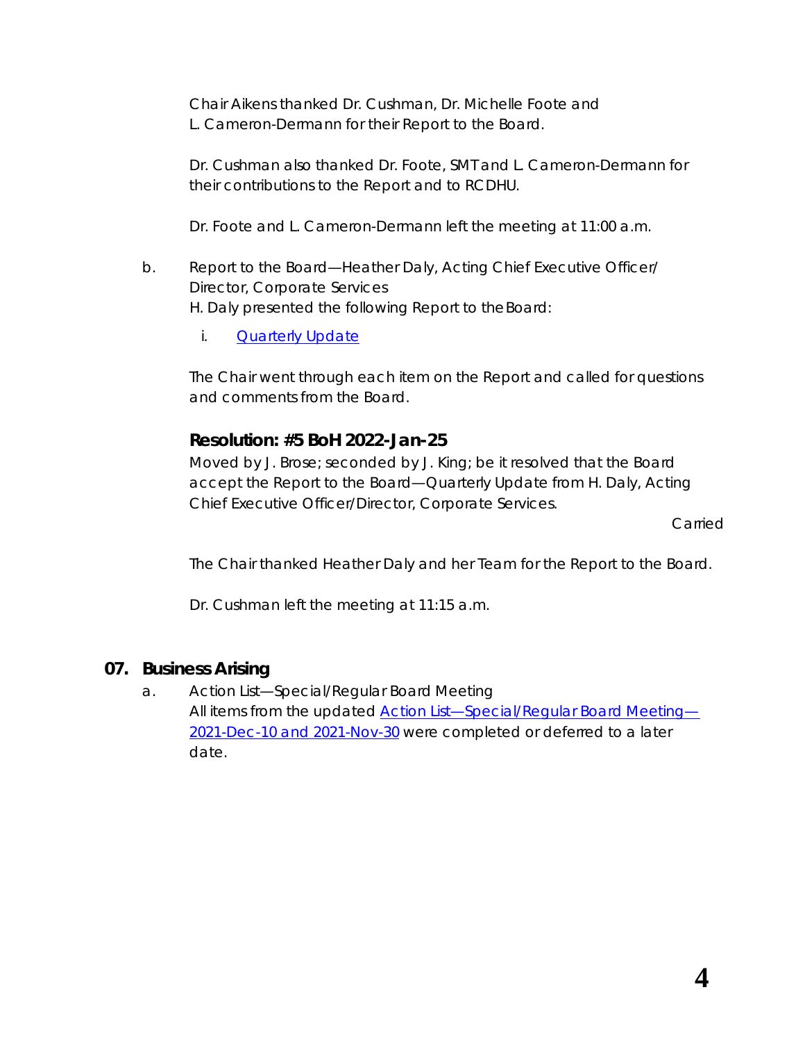Chair Aikens thanked Dr. Cushman, Dr. Michelle Foote and L. Cameron-Dermann for their Report to the Board.

Dr. Cushman also thanked Dr. Foote, SMT and L. Cameron-Dermann for their contributions to the Report and to RCDHU.

Dr. Foote and L. Cameron-Dermann left the meeting at 11:00 a.m.

b. Report to the Board—Heather Daly, Acting Chief Executive Officer/ Director, Corporate Services
H. Daly presented the following Report to the Board:

   i. Quarterly Update

The Chair went through each item on the Report and called for questions and comments from the Board.

### Resolution: #5 BoH 2022-Jan-25

Moved by J. Brose; seconded by J. King; be it resolved that the Board accept the Report to the Board—Quarterly Update from H. Daly, Acting Chief Executive Officer/Director, Corporate Services.

Carried

The Chair thanked Heather Daly and her Team for the Report to the Board.

Dr. Cushman left the meeting at 11:15 a.m.

## 07. Business Arising

a. Action List—Special/Regular Board Meeting
All items from the updated Action List—Special/Regular Board Meeting—2021-Dec-10 and 2021-Nov-30 were completed or deferred to a later date.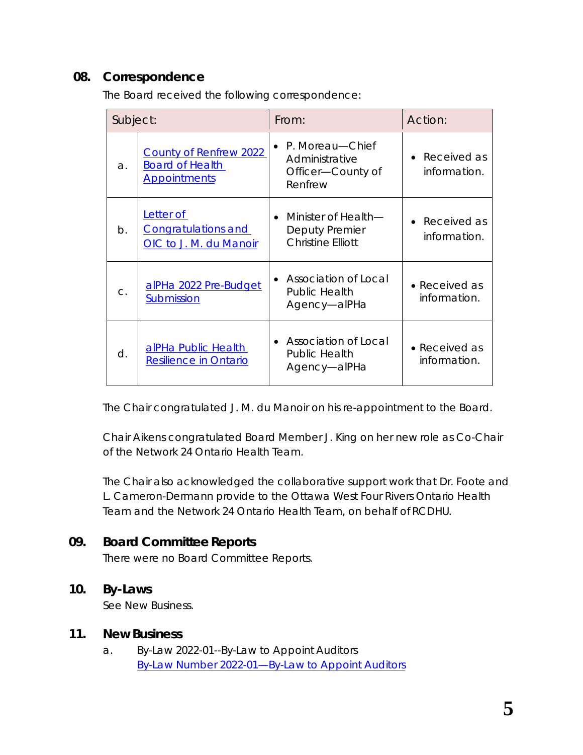## 08. Correspondence

The Board received the following correspondence:

| Subject: | | From: | Action: |
|---|---|---|---|
| a. | County of Renfrew 2022 Board of Health Appointments | • P. Moreau—Chief Administrative Officer—County of Renfrew | • Received as information. |
| b. | Letter of Congratulations and OIC to J. M. du Manoir | • Minister of Health—Deputy Premier Christine Elliott | • Received as information. |
| c. | alPHa 2022 Pre-Budget Submission | • Association of Local Public Health Agency—alPHa | • Received as information. |
| d. | alPHa Public Health Resilience in Ontario | • Association of Local Public Health Agency—alPHa | • Received as information. |

The Chair congratulated J. M. du Manoir on his re-appointment to the Board.

Chair Aikens congratulated Board Member J. King on her new role as Co-Chair of the Network 24 Ontario Health Team.

The Chair also acknowledged the collaborative support work that Dr. Foote and L. Cameron-Dermann provide to the Ottawa West Four Rivers Ontario Health Team and the Network 24 Ontario Health Team, on behalf of RCDHU.

## 09. Board Committee Reports

There were no Board Committee Reports.

## 10. By-Laws

See New Business.

## 11. New Business

a. By-Law 2022-01--By-Law to Appoint Auditors
By-Law Number 2022-01—By-Law to Appoint Auditors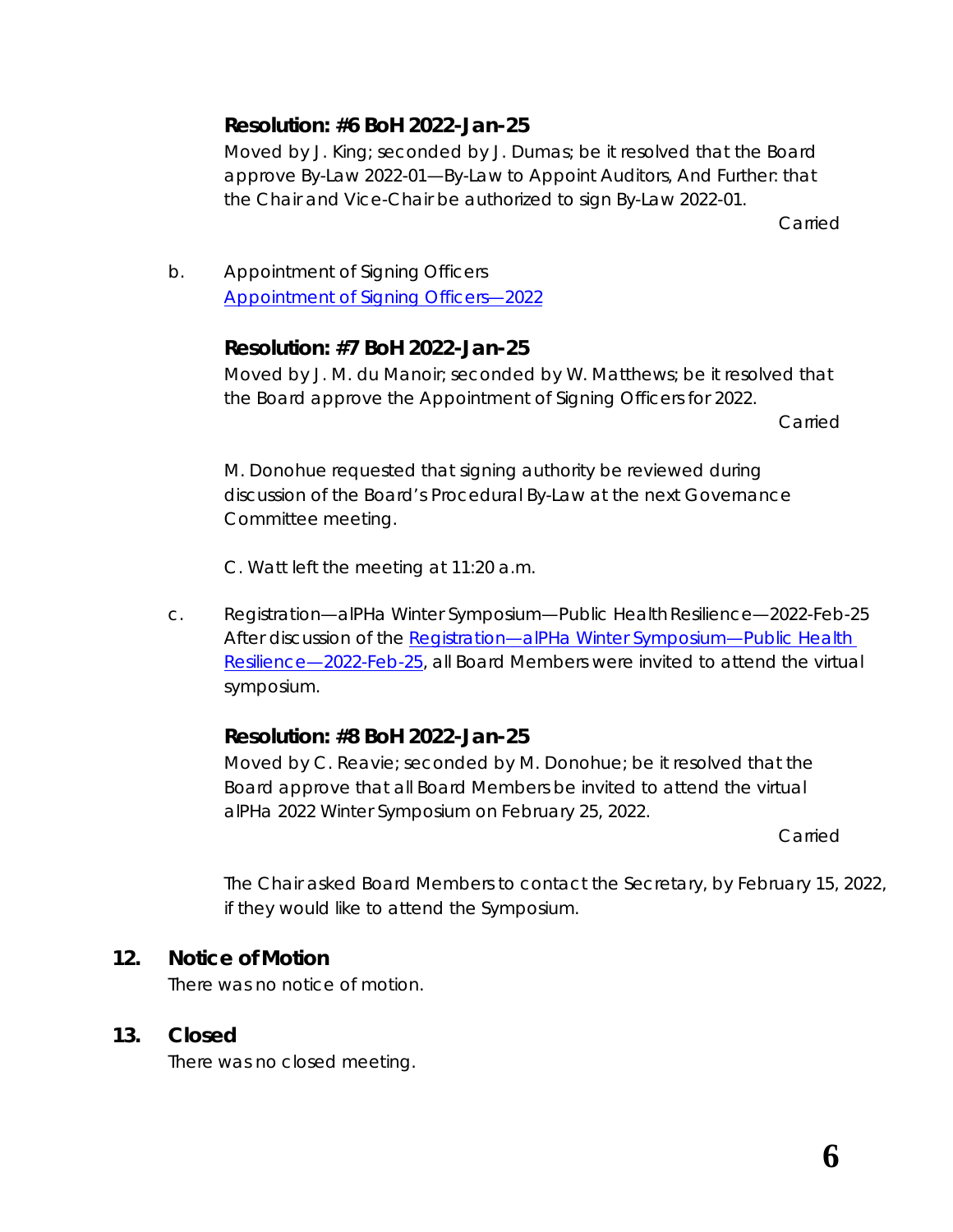**Resolution: #6 BoH 2022-Jan-25**

Moved by J. King; seconded by J. Dumas; be it resolved that the Board approve By-Law 2022-01—By-Law to Appoint Auditors, And Further: that the Chair and Vice-Chair be authorized to sign By-Law 2022-01.

Carried

b. Appointment of Signing Officers
[Appointment of Signing Officers—2022]

**Resolution: #7 BoH 2022-Jan-25**

Moved by J. M. du Manoir; seconded by W. Matthews; be it resolved that the Board approve the Appointment of Signing Officers for 2022.

Carried

M. Donohue requested that signing authority be reviewed during discussion of the Board's Procedural By-Law at the next Governance Committee meeting.

C. Watt left the meeting at 11:20 a.m.

c. Registration—alPHa Winter Symposium—Public Health Resilience—2022-Feb-25
After discussion of the [Registration—alPHa Winter Symposium—Public Health Resilience—2022-Feb-25], all Board Members were invited to attend the virtual symposium.

**Resolution: #8 BoH 2022-Jan-25**

Moved by C. Reavie; seconded by M. Donohue; be it resolved that the Board approve that all Board Members be invited to attend the virtual alPHa 2022 Winter Symposium on February 25, 2022.

Carried

The Chair asked Board Members to contact the Secretary, by February 15, 2022, if they would like to attend the Symposium.

## 12. Notice of Motion

There was no notice of motion.

## 13. Closed

There was no closed meeting.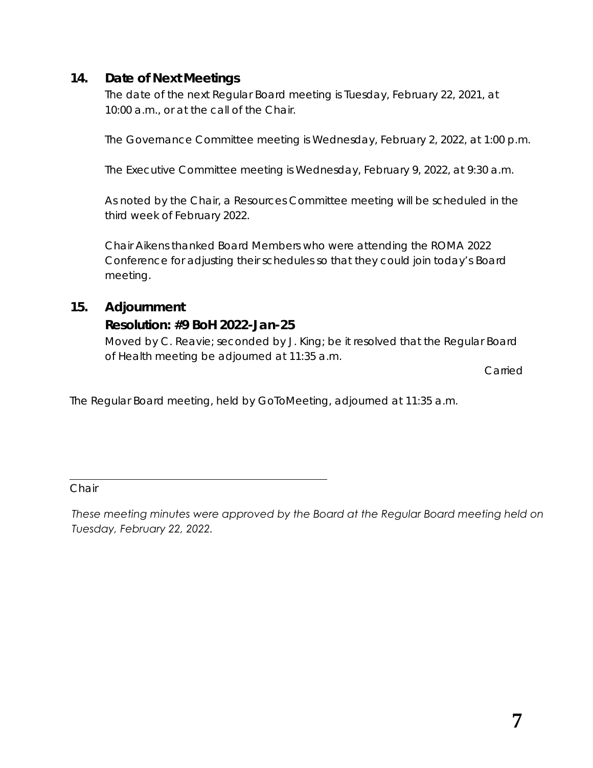## 14. Date of Next Meetings

The date of the next Regular Board meeting is Tuesday, February 22, 2021, at 10:00 a.m., or at the call of the Chair.

The Governance Committee meeting is Wednesday, February 2, 2022, at 1:00 p.m.

The Executive Committee meeting is Wednesday, February 9, 2022, at 9:30 a.m.

As noted by the Chair, a Resources Committee meeting will be scheduled in the third week of February 2022.

Chair Aikens thanked Board Members who were attending the ROMA 2022 Conference for adjusting their schedules so that they could join today's Board meeting.

## 15. Adjournment

### Resolution: #9 BoH 2022-Jan-25

Moved by C. Reavie; seconded by J. King; be it resolved that the Regular Board of Health meeting be adjourned at 11:35 a.m.

Carried

The Regular Board meeting, held by GoToMeeting, adjourned at 11:35 a.m.

\_\_\_\_\_\_\_\_\_\_\_\_\_\_\_\_\_\_\_\_\_\_\_\_\_\_\_\_\_\_\_\_\_\_\_\_\_\_\_\_

Chair

*These meeting minutes were approved by the Board at the Regular Board meeting held on Tuesday, February 22, 2022.*